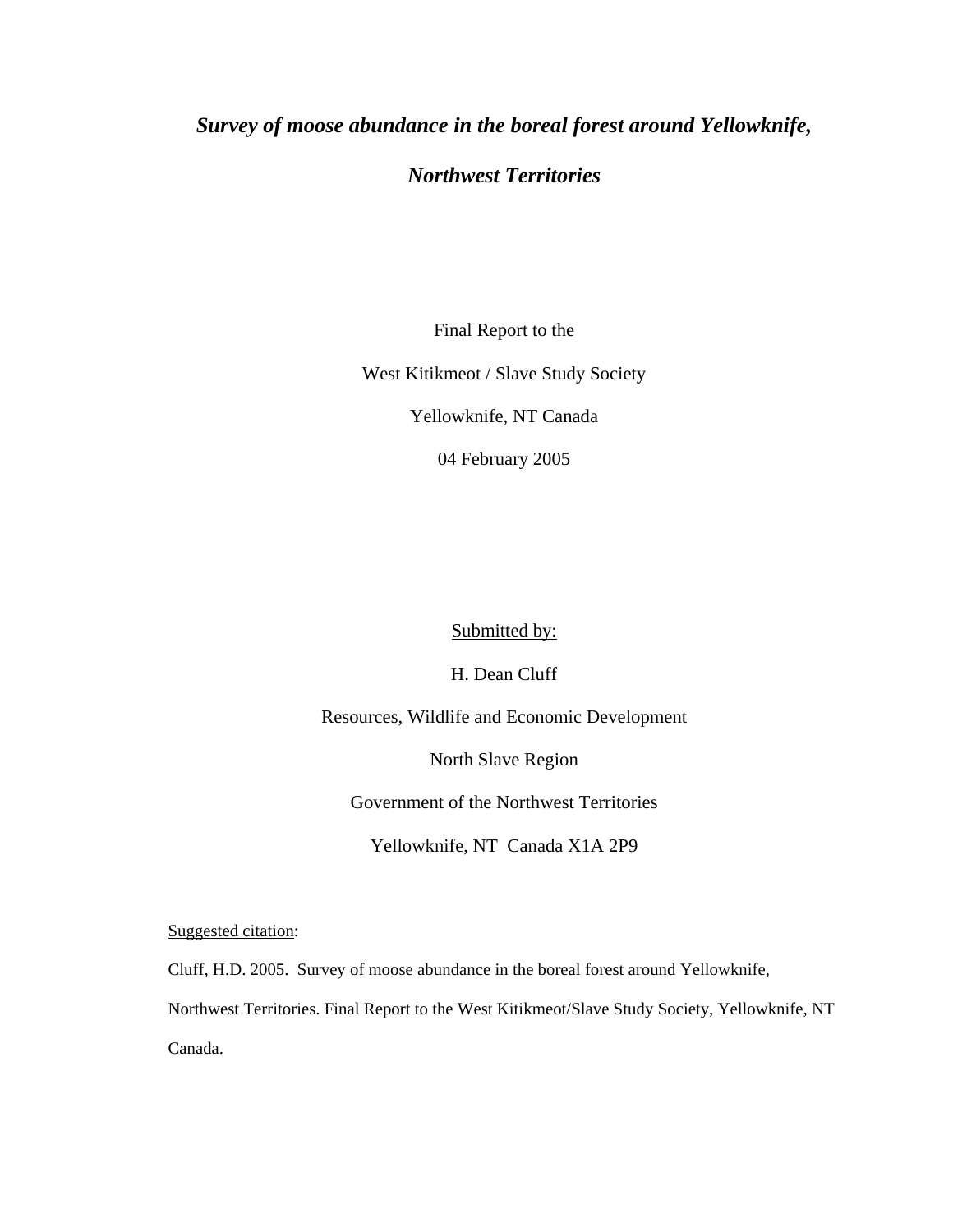# *Survey of moose abundance in the boreal forest around Yellowknife, Northwest Territories*

Final Report to the

West Kitikmeot / Slave Study Society

Yellowknife, NT Canada

04 February 2005

Submitted by:

H. Dean Cluff

Resources, Wildlife and Economic Development

North Slave Region

Government of the Northwest Territories

Yellowknife, NT Canada X1A 2P9

Suggested citation:

Cluff, H.D. 2005. Survey of moose abundance in the boreal forest around Yellowknife, Northwest Territories. Final Report to the West Kitikmeot/Slave Study Society, Yellowknife, NT Canada.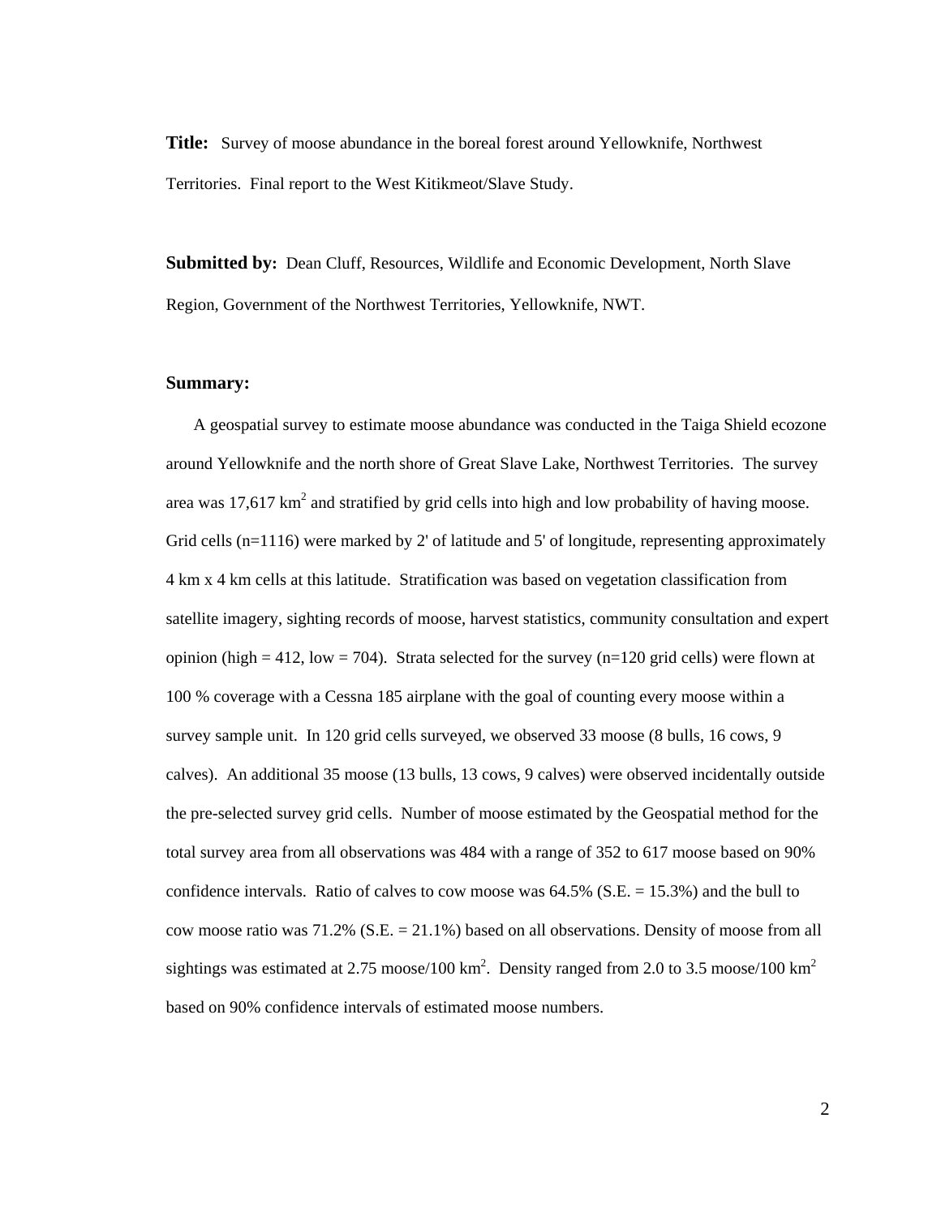**Title:** Survey of moose abundance in the boreal forest around Yellowknife, Northwest Territories. Final report to the West Kitikmeot/Slave Study.

**Submitted by:** Dean Cluff, Resources, Wildlife and Economic Development, North Slave Region, Government of the Northwest Territories, Yellowknife, NWT.

**Summary:**

A geospatial survey to estimate moose abundance was conducted in the Taiga Shield ecozone around Yellowknife and the north shore of Great Slave Lake, Northwest Territories. The survey area was 17,617 $km^2$ and stratified by grid cells into high and low probability of having moose. Grid cells (n=1116) were marked by 2' of latitude and 5' of longitude, representing approximately 4 km x 4 km cells at this latitude. Stratification was based on vegetation classification from satellite imagery, sighting records of moose, harvest statistics, community consultation and expert opinion (high = 412, low = 704). Strata selected for the survey (n=120 grid cells) were flown at 100 % coverage with a Cessna 185 airplane with the goal of counting every moose within a survey sample unit. In 120 grid cells surveyed, we observed 33 moose (8 bulls, 16 cows, 9 calves). An additional 35 moose (13 bulls, 13 cows, 9 calves) were observed incidentally outside the pre-selected survey grid cells. Number of moose estimated by the Geospatial method for the total survey area from all observations was 484 with a range of 352 to 617 moose based on 90% confidence intervals. Ratio of calves to cow moose was 64.5% (S.E. = 15.3%) and the bull to cow moose ratio was 71.2% (S.E. = 21.1%) based on all observations. Density of moose from all sightings was estimated at 2.75 moose/100 $km^2$. Density ranged from 2.0 to 3.5 moose/100 $km^2$ based on 90% confidence intervals of estimated moose numbers.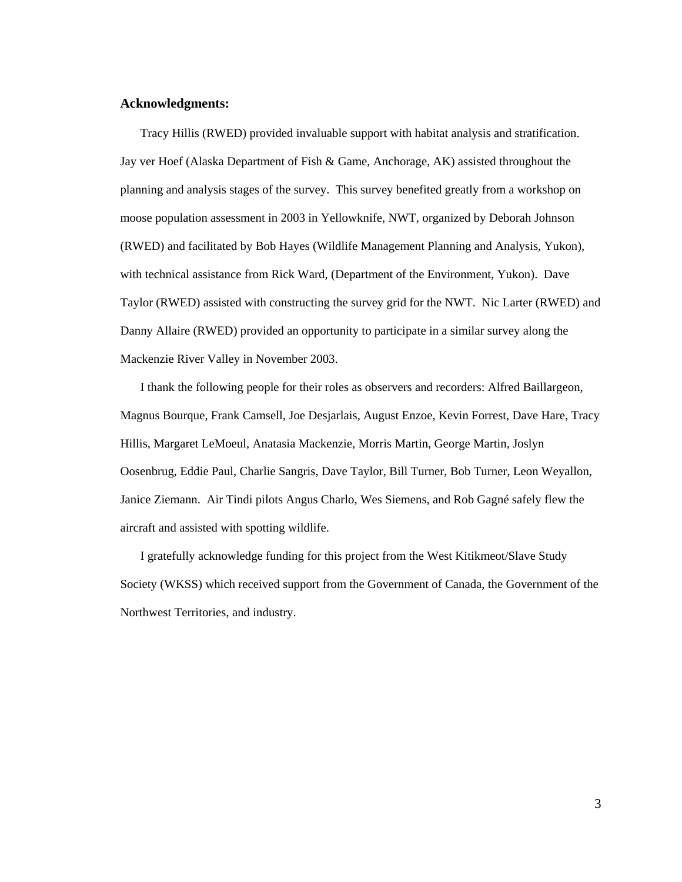**Acknowledgments:**

Tracy Hillis (RWED) provided invaluable support with habitat analysis and stratification. Jay ver Hoef (Alaska Department of Fish & Game, Anchorage, AK) assisted throughout the planning and analysis stages of the survey. This survey benefited greatly from a workshop on moose population assessment in 2003 in Yellowknife, NWT, organized by Deborah Johnson (RWED) and facilitated by Bob Hayes (Wildlife Management Planning and Analysis, Yukon), with technical assistance from Rick Ward, (Department of the Environment, Yukon). Dave Taylor (RWED) assisted with constructing the survey grid for the NWT. Nic Larter (RWED) and Danny Allaire (RWED) provided an opportunity to participate in a similar survey along the Mackenzie River Valley in November 2003.

I thank the following people for their roles as observers and recorders: Alfred Baillargeon, Magnus Bourque, Frank Camsell, Joe Desjarlais, August Enzoe, Kevin Forrest, Dave Hare, Tracy Hillis, Margaret LeMoeul, Anatasia Mackenzie, Morris Martin, George Martin, Joslyn Oosenbrug, Eddie Paul, Charlie Sangris, Dave Taylor, Bill Turner, Bob Turner, Leon Weyallon, Janice Ziemann. Air Tindi pilots Angus Charlo, Wes Siemens, and Rob Gagné safely flew the aircraft and assisted with spotting wildlife.

I gratefully acknowledge funding for this project from the West Kitikmeot/Slave Study Society (WKSS) which received support from the Government of Canada, the Government of the Northwest Territories, and industry.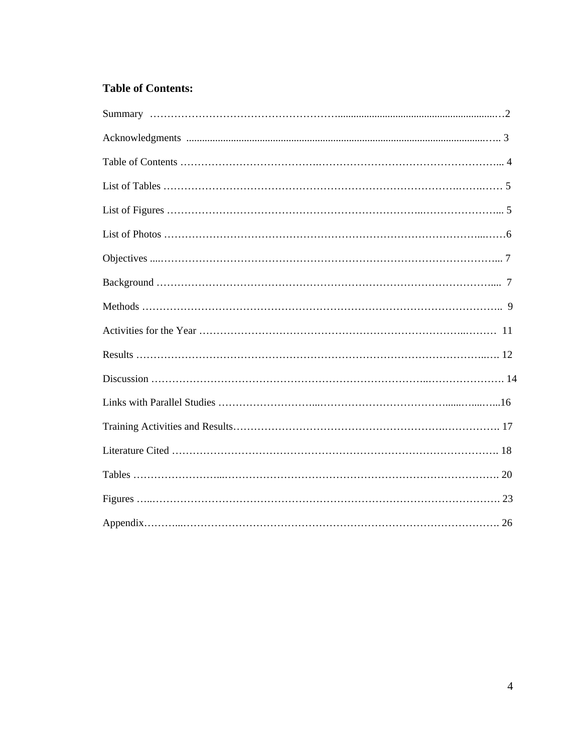**Table of Contents:**

Summary ........................................................................................................ 2

Acknowledgments ............................................................................................. 3

Table of Contents ............................................................................................. 4

List of Tables ................................................................................................... 5

List of Figures .................................................................................................. 5

List of Photos ................................................................................................... 6

Objectives ........................................................................................................ 7

Background ...................................................................................................... 7

Methods ........................................................................................................... 9

Activities for the Year ..................................................................................... 11

Results ........................................................................................................... 12

Discussion ...................................................................................................... 14

Links with Parallel Studies ............................................................................. 16

Training Activities and Results....................................................................... 17

Literature Cited .............................................................................................. 18

Tables ............................................................................................................ 20

Figures ........................................................................................................... 23

Appendix........................................................................................................ 26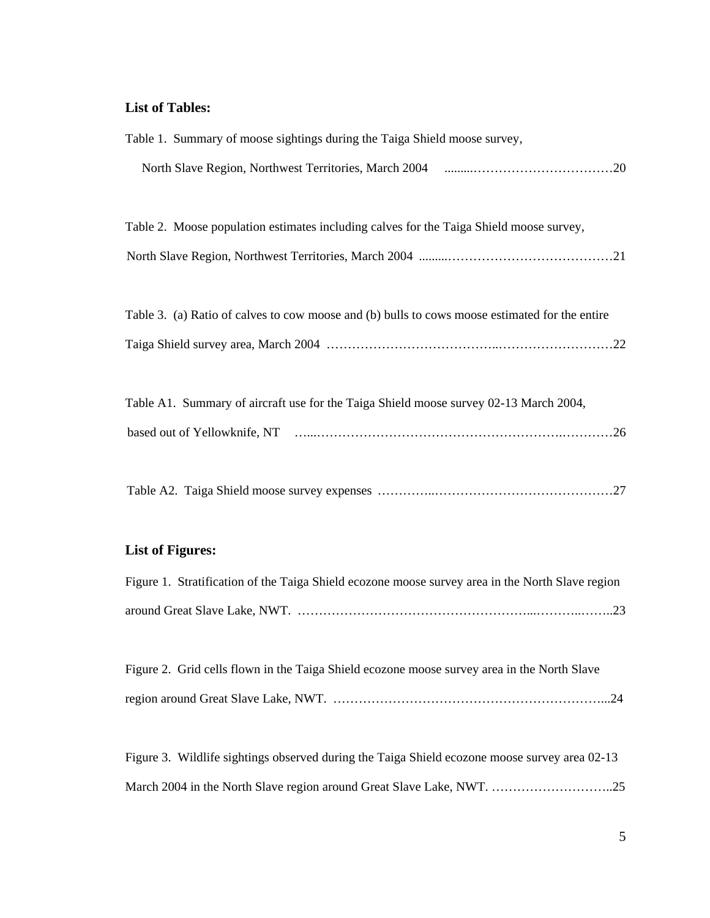**List of Tables:**

Table 1. Summary of moose sightings during the Taiga Shield moose survey, North Slave Region, Northwest Territories, March 2004 .........……………………………20

Table 2. Moose population estimates including calves for the Taiga Shield moose survey, North Slave Region, Northwest Territories, March 2004 .........…………………………………21

Table 3. (a) Ratio of calves to cow moose and (b) bulls to cows moose estimated for the entire Taiga Shield survey area, March 2004 ………………………………..………………………22

Table A1. Summary of aircraft use for the Taiga Shield moose survey 02-13 March 2004, based out of Yellowknife, NT …...…………………………………………….…………26

Table A2. Taiga Shield moose survey expenses …………..……………………………………27

**List of Figures:**

Figure 1. Stratification of the Taiga Shield ecozone moose survey area in the North Slave region around Great Slave Lake, NWT. ………………………………………………...………..……..23

Figure 2. Grid cells flown in the Taiga Shield ecozone moose survey area in the North Slave region around Great Slave Lake, NWT. ……………………………………………………...24

Figure 3. Wildlife sightings observed during the Taiga Shield ecozone moose survey area 02-13 March 2004 in the North Slave region around Great Slave Lake, NWT. ………………………..25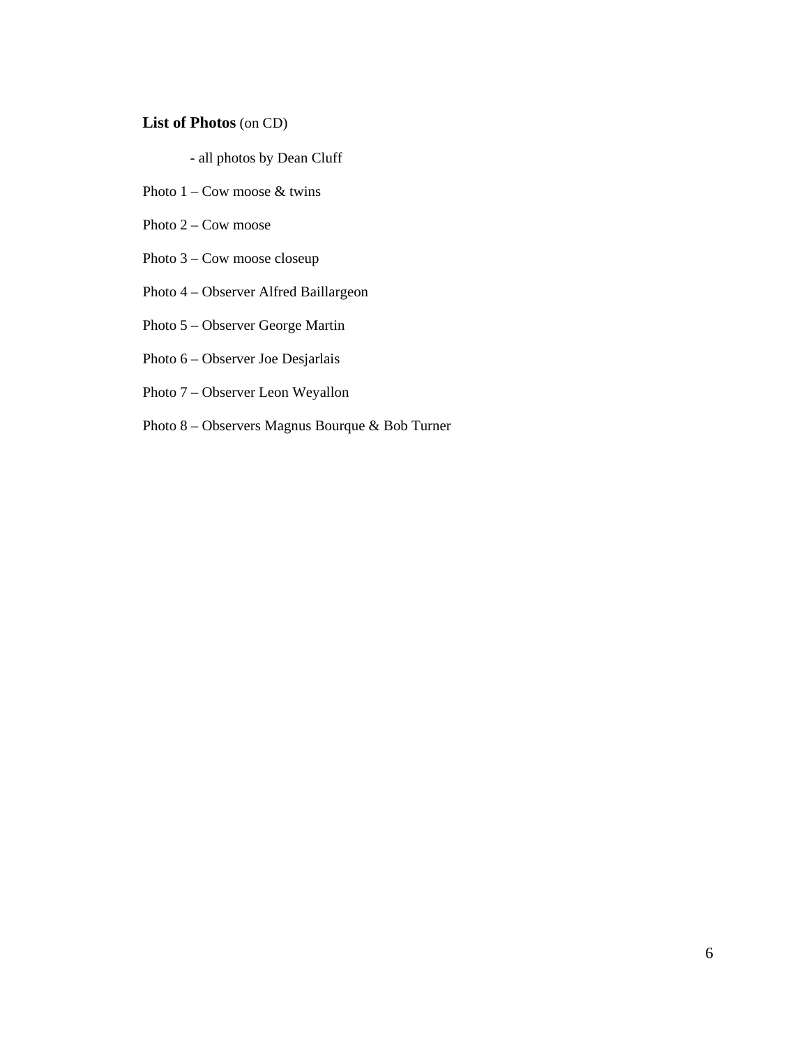**List of Photos** (on CD)

- all photos by Dean Cluff

Photo 1 – Cow moose & twins

Photo 2 – Cow moose

Photo 3 – Cow moose closeup

Photo 4 – Observer Alfred Baillargeon

Photo 5 – Observer George Martin

Photo 6 – Observer Joe Desjarlais

Photo 7 – Observer Leon Weyallon

Photo 8 – Observers Magnus Bourque & Bob Turner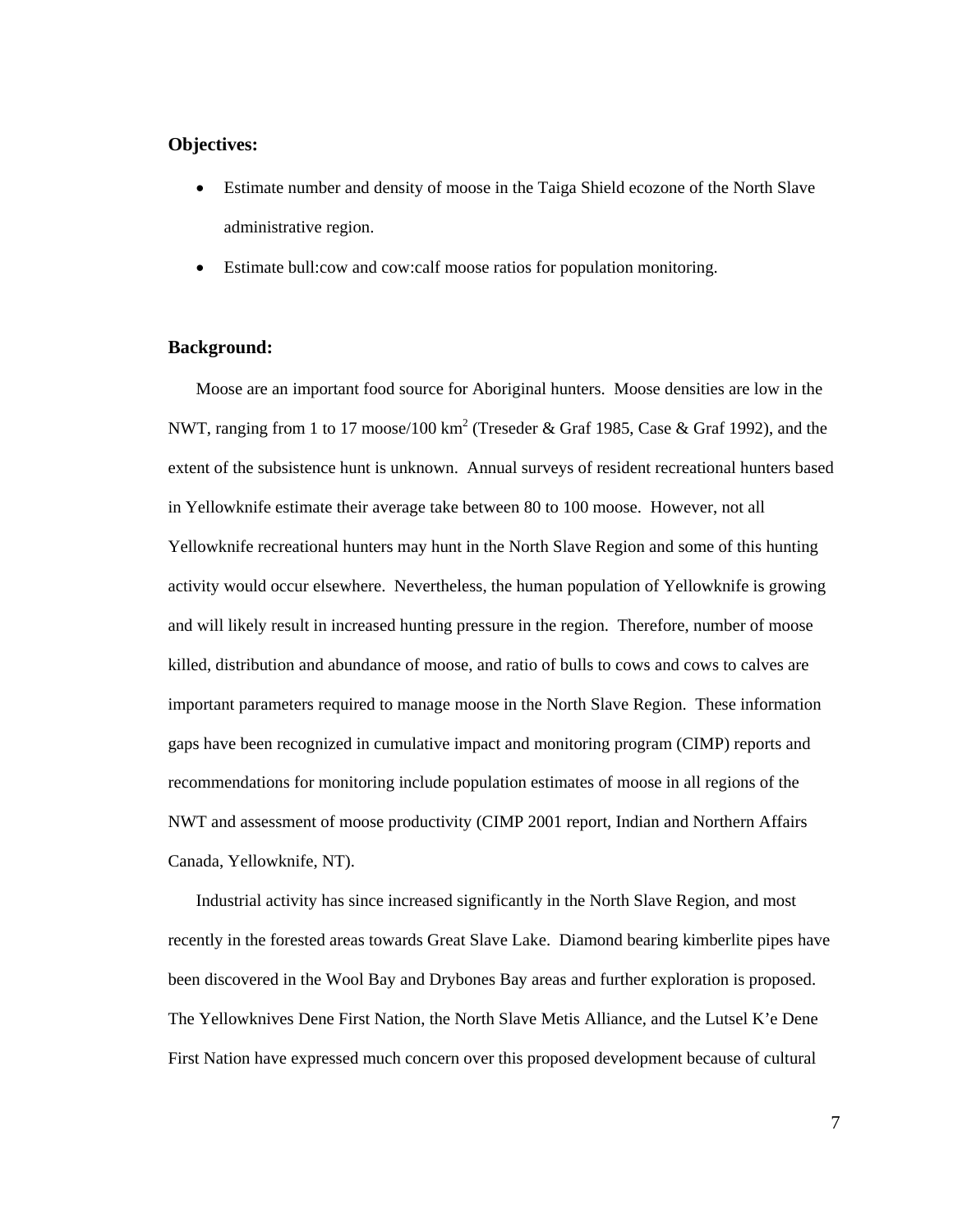**Objectives:**

- Estimate number and density of moose in the Taiga Shield ecozone of the North Slave administrative region.
- Estimate bull:cow and cow:calf moose ratios for population monitoring.

**Background:**

Moose are an important food source for Aboriginal hunters. Moose densities are low in the NWT, ranging from 1 to 17 moose/100 $km^2$ (Treseder & Graf 1985, Case & Graf 1992), and the extent of the subsistence hunt is unknown. Annual surveys of resident recreational hunters based in Yellowknife estimate their average take between 80 to 100 moose. However, not all Yellowknife recreational hunters may hunt in the North Slave Region and some of this hunting activity would occur elsewhere. Nevertheless, the human population of Yellowknife is growing and will likely result in increased hunting pressure in the region. Therefore, number of moose killed, distribution and abundance of moose, and ratio of bulls to cows and cows to calves are important parameters required to manage moose in the North Slave Region. These information gaps have been recognized in cumulative impact and monitoring program (CIMP) reports and recommendations for monitoring include population estimates of moose in all regions of the NWT and assessment of moose productivity (CIMP 2001 report, Indian and Northern Affairs Canada, Yellowknife, NT).

Industrial activity has since increased significantly in the North Slave Region, and most recently in the forested areas towards Great Slave Lake. Diamond bearing kimberlite pipes have been discovered in the Wool Bay and Drybones Bay areas and further exploration is proposed. The Yellowknives Dene First Nation, the North Slave Metis Alliance, and the Lutsel K'e Dene First Nation have expressed much concern over this proposed development because of cultural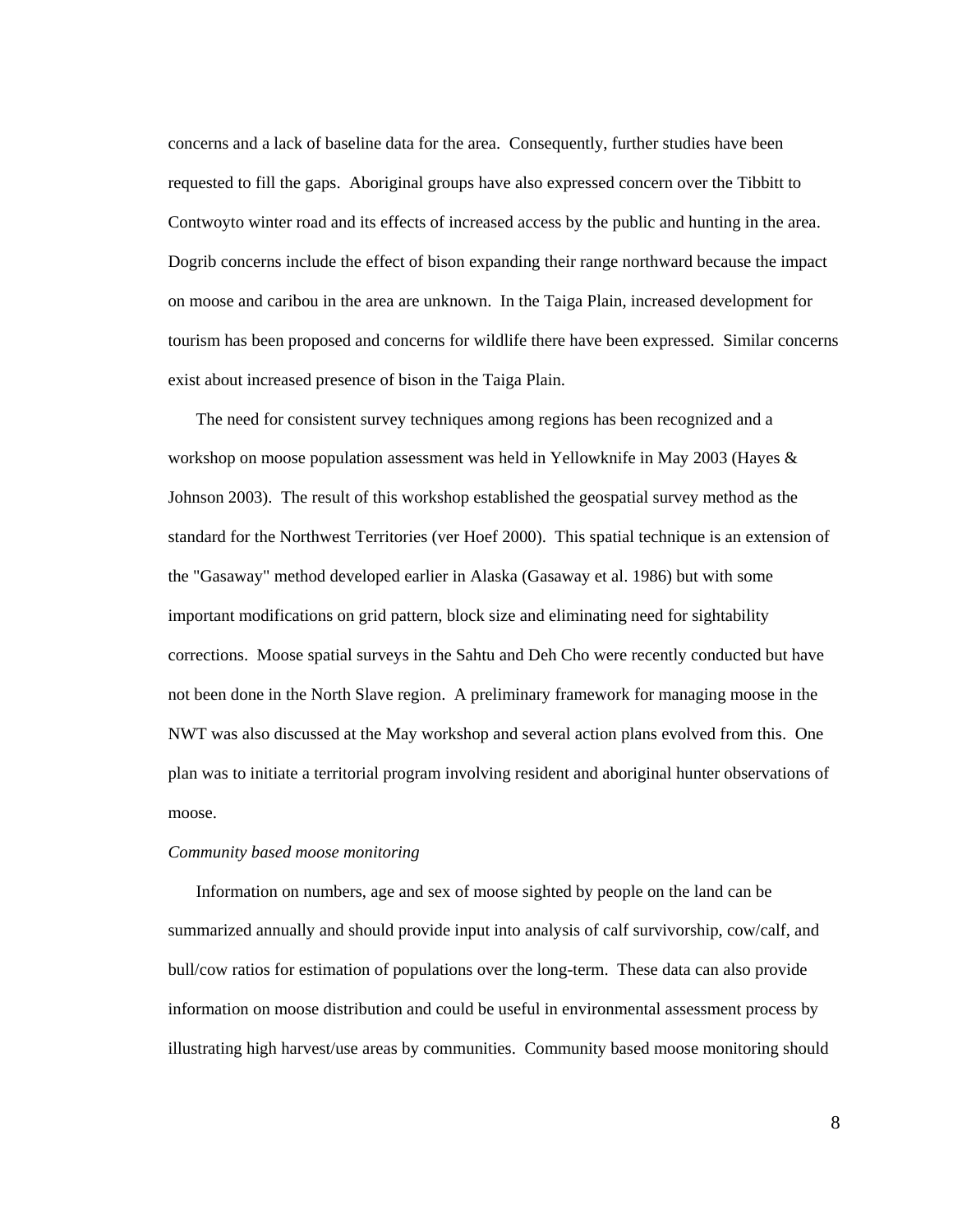concerns and a lack of baseline data for the area. Consequently, further studies have been requested to fill the gaps. Aboriginal groups have also expressed concern over the Tibbitt to Contwoyto winter road and its effects of increased access by the public and hunting in the area. Dogrib concerns include the effect of bison expanding their range northward because the impact on moose and caribou in the area are unknown. In the Taiga Plain, increased development for tourism has been proposed and concerns for wildlife there have been expressed. Similar concerns exist about increased presence of bison in the Taiga Plain.

The need for consistent survey techniques among regions has been recognized and a workshop on moose population assessment was held in Yellowknife in May 2003 (Hayes & Johnson 2003). The result of this workshop established the geospatial survey method as the standard for the Northwest Territories (ver Hoef 2000). This spatial technique is an extension of the "Gasaway" method developed earlier in Alaska (Gasaway et al. 1986) but with some important modifications on grid pattern, block size and eliminating need for sightability corrections. Moose spatial surveys in the Sahtu and Deh Cho were recently conducted but have not been done in the North Slave region. A preliminary framework for managing moose in the NWT was also discussed at the May workshop and several action plans evolved from this. One plan was to initiate a territorial program involving resident and aboriginal hunter observations of moose.

*Community based moose monitoring*

Information on numbers, age and sex of moose sighted by people on the land can be summarized annually and should provide input into analysis of calf survivorship, cow/calf, and bull/cow ratios for estimation of populations over the long-term. These data can also provide information on moose distribution and could be useful in environmental assessment process by illustrating high harvest/use areas by communities. Community based moose monitoring should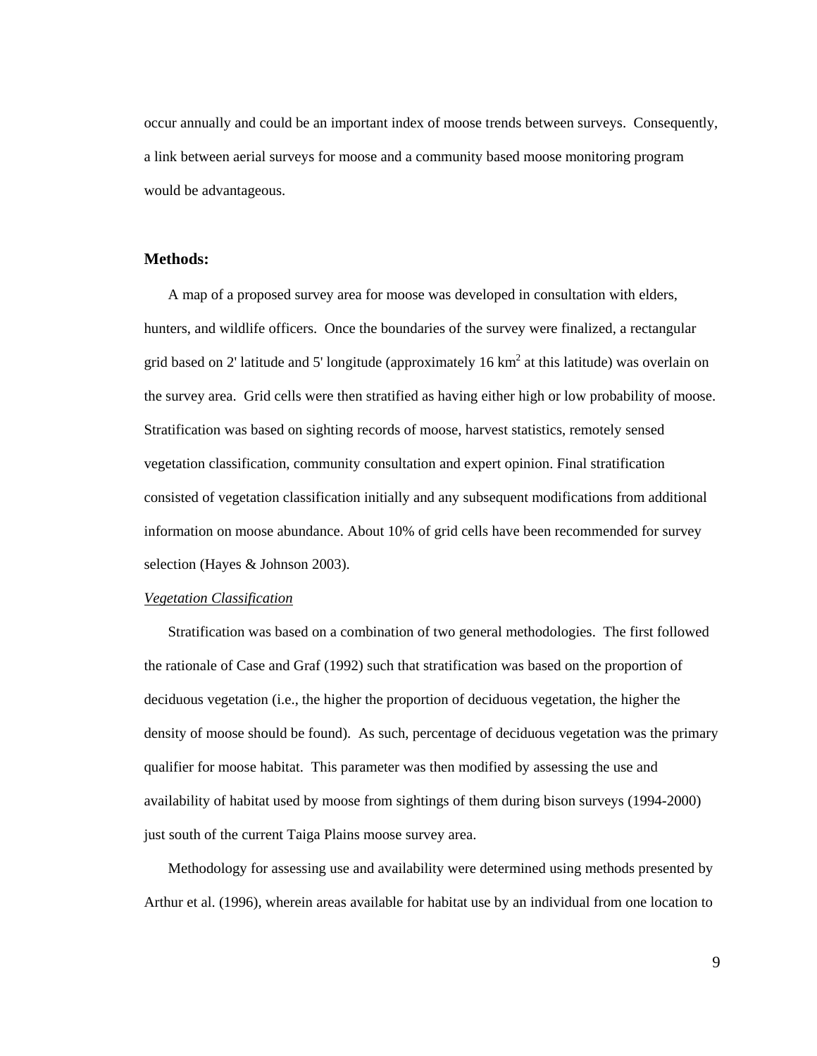occur annually and could be an important index of moose trends between surveys. Consequently, a link between aerial surveys for moose and a community based moose monitoring program would be advantageous.

## Methods:

A map of a proposed survey area for moose was developed in consultation with elders, hunters, and wildlife officers. Once the boundaries of the survey were finalized, a rectangular grid based on 2' latitude and 5' longitude (approximately 16 $km^2$ at this latitude) was overlain on the survey area. Grid cells were then stratified as having either high or low probability of moose. Stratification was based on sighting records of moose, harvest statistics, remotely sensed vegetation classification, community consultation and expert opinion. Final stratification consisted of vegetation classification initially and any subsequent modifications from additional information on moose abundance. About 10% of grid cells have been recommended for survey selection (Hayes & Johnson 2003).

*Vegetation Classification*

Stratification was based on a combination of two general methodologies. The first followed the rationale of Case and Graf (1992) such that stratification was based on the proportion of deciduous vegetation (i.e., the higher the proportion of deciduous vegetation, the higher the density of moose should be found). As such, percentage of deciduous vegetation was the primary qualifier for moose habitat. This parameter was then modified by assessing the use and availability of habitat used by moose from sightings of them during bison surveys (1994-2000) just south of the current Taiga Plains moose survey area.

Methodology for assessing use and availability were determined using methods presented by Arthur et al. (1996), wherein areas available for habitat use by an individual from one location to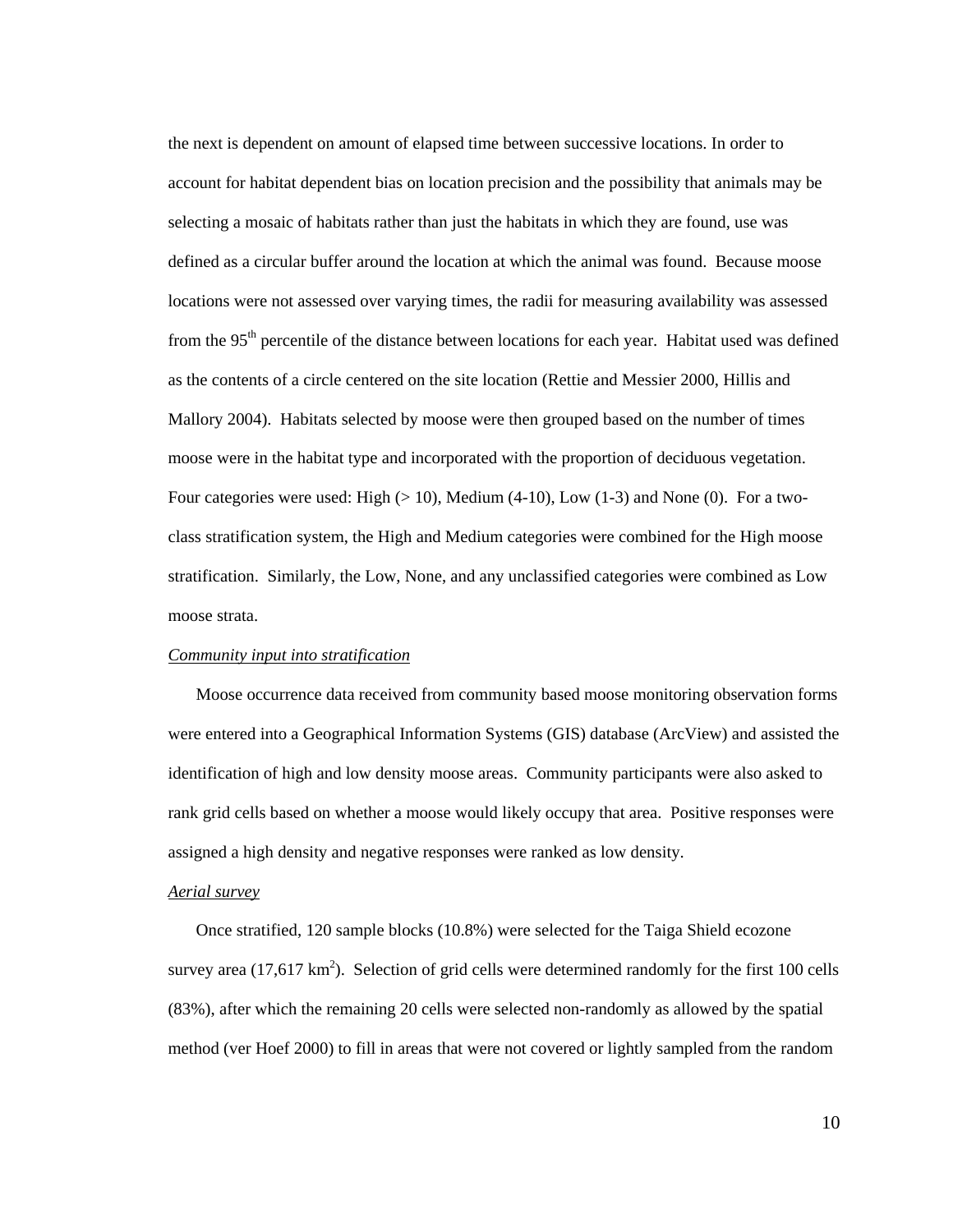the next is dependent on amount of elapsed time between successive locations. In order to account for habitat dependent bias on location precision and the possibility that animals may be selecting a mosaic of habitats rather than just the habitats in which they are found, use was defined as a circular buffer around the location at which the animal was found. Because moose locations were not assessed over varying times, the radii for measuring availability was assessed from the 95$^{th}$ percentile of the distance between locations for each year. Habitat used was defined as the contents of a circle centered on the site location (Rettie and Messier 2000, Hillis and Mallory 2004). Habitats selected by moose were then grouped based on the number of times moose were in the habitat type and incorporated with the proportion of deciduous vegetation. Four categories were used: High (> 10), Medium (4-10), Low (1-3) and None (0). For a two-class stratification system, the High and Medium categories were combined for the High moose stratification. Similarly, the Low, None, and any unclassified categories were combined as Low moose strata.

*Community input into stratification*

Moose occurrence data received from community based moose monitoring observation forms were entered into a Geographical Information Systems (GIS) database (ArcView) and assisted the identification of high and low density moose areas. Community participants were also asked to rank grid cells based on whether a moose would likely occupy that area. Positive responses were assigned a high density and negative responses were ranked as low density.

*Aerial survey*

Once stratified, 120 sample blocks (10.8%) were selected for the Taiga Shield ecozone survey area (17,617 km$^2$). Selection of grid cells were determined randomly for the first 100 cells (83%), after which the remaining 20 cells were selected non-randomly as allowed by the spatial method (ver Hoef 2000) to fill in areas that were not covered or lightly sampled from the random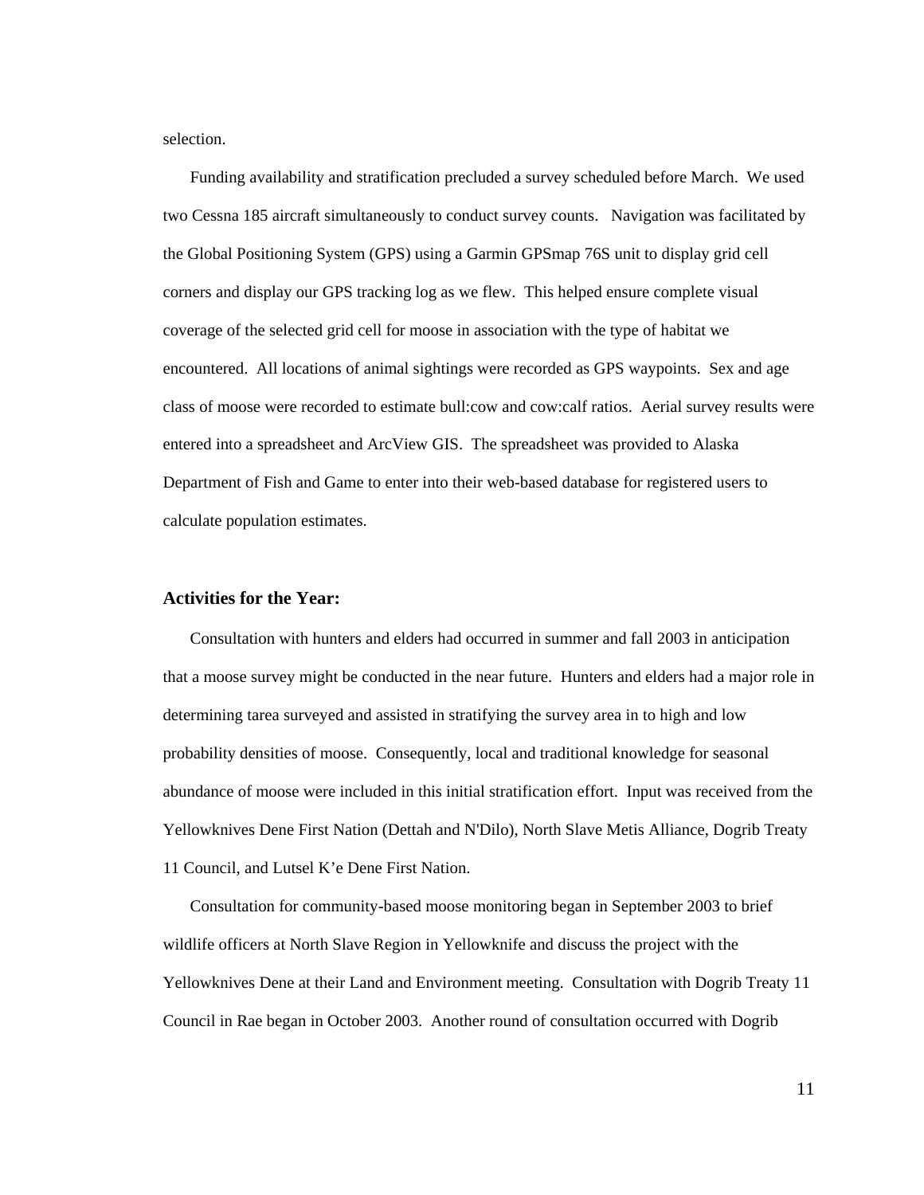selection.

Funding availability and stratification precluded a survey scheduled before March. We used two Cessna 185 aircraft simultaneously to conduct survey counts. Navigation was facilitated by the Global Positioning System (GPS) using a Garmin GPSmap 76S unit to display grid cell corners and display our GPS tracking log as we flew. This helped ensure complete visual coverage of the selected grid cell for moose in association with the type of habitat we encountered. All locations of animal sightings were recorded as GPS waypoints. Sex and age class of moose were recorded to estimate bull:cow and cow:calf ratios. Aerial survey results were entered into a spreadsheet and ArcView GIS. The spreadsheet was provided to Alaska Department of Fish and Game to enter into their web-based database for registered users to calculate population estimates.

### Activities for the Year:

Consultation with hunters and elders had occurred in summer and fall 2003 in anticipation that a moose survey might be conducted in the near future. Hunters and elders had a major role in determining tarea surveyed and assisted in stratifying the survey area in to high and low probability densities of moose. Consequently, local and traditional knowledge for seasonal abundance of moose were included in this initial stratification effort. Input was received from the Yellowknives Dene First Nation (Dettah and N'Dilo), North Slave Metis Alliance, Dogrib Treaty 11 Council, and Lutsel K'e Dene First Nation.

Consultation for community-based moose monitoring began in September 2003 to brief wildlife officers at North Slave Region in Yellowknife and discuss the project with the Yellowknives Dene at their Land and Environment meeting. Consultation with Dogrib Treaty 11 Council in Rae began in October 2003. Another round of consultation occurred with Dogrib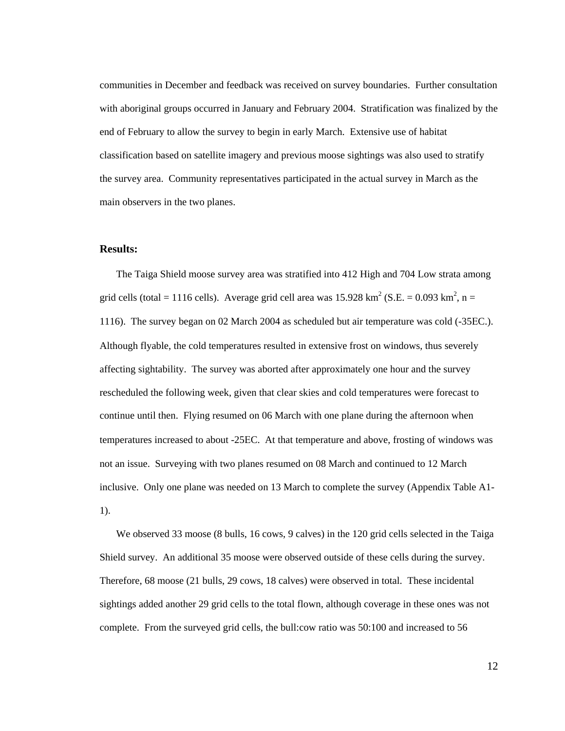communities in December and feedback was received on survey boundaries. Further consultation with aboriginal groups occurred in January and February 2004. Stratification was finalized by the end of February to allow the survey to begin in early March. Extensive use of habitat classification based on satellite imagery and previous moose sightings was also used to stratify the survey area. Community representatives participated in the actual survey in March as the main observers in the two planes.

## Results:

The Taiga Shield moose survey area was stratified into 412 High and 704 Low strata among grid cells (total = 1116 cells). Average grid cell area was 15.928 $km^2$ (S.E. = 0.093 $km^2$, n = 1116). The survey began on 02 March 2004 as scheduled but air temperature was cold (-35EC.). Although flyable, the cold temperatures resulted in extensive frost on windows, thus severely affecting sightability. The survey was aborted after approximately one hour and the survey rescheduled the following week, given that clear skies and cold temperatures were forecast to continue until then. Flying resumed on 06 March with one plane during the afternoon when temperatures increased to about -25EC. At that temperature and above, frosting of windows was not an issue. Surveying with two planes resumed on 08 March and continued to 12 March inclusive. Only one plane was needed on 13 March to complete the survey (Appendix Table A1-1).

We observed 33 moose (8 bulls, 16 cows, 9 calves) in the 120 grid cells selected in the Taiga Shield survey. An additional 35 moose were observed outside of these cells during the survey. Therefore, 68 moose (21 bulls, 29 cows, 18 calves) were observed in total. These incidental sightings added another 29 grid cells to the total flown, although coverage in these ones was not complete. From the surveyed grid cells, the bull:cow ratio was 50:100 and increased to 56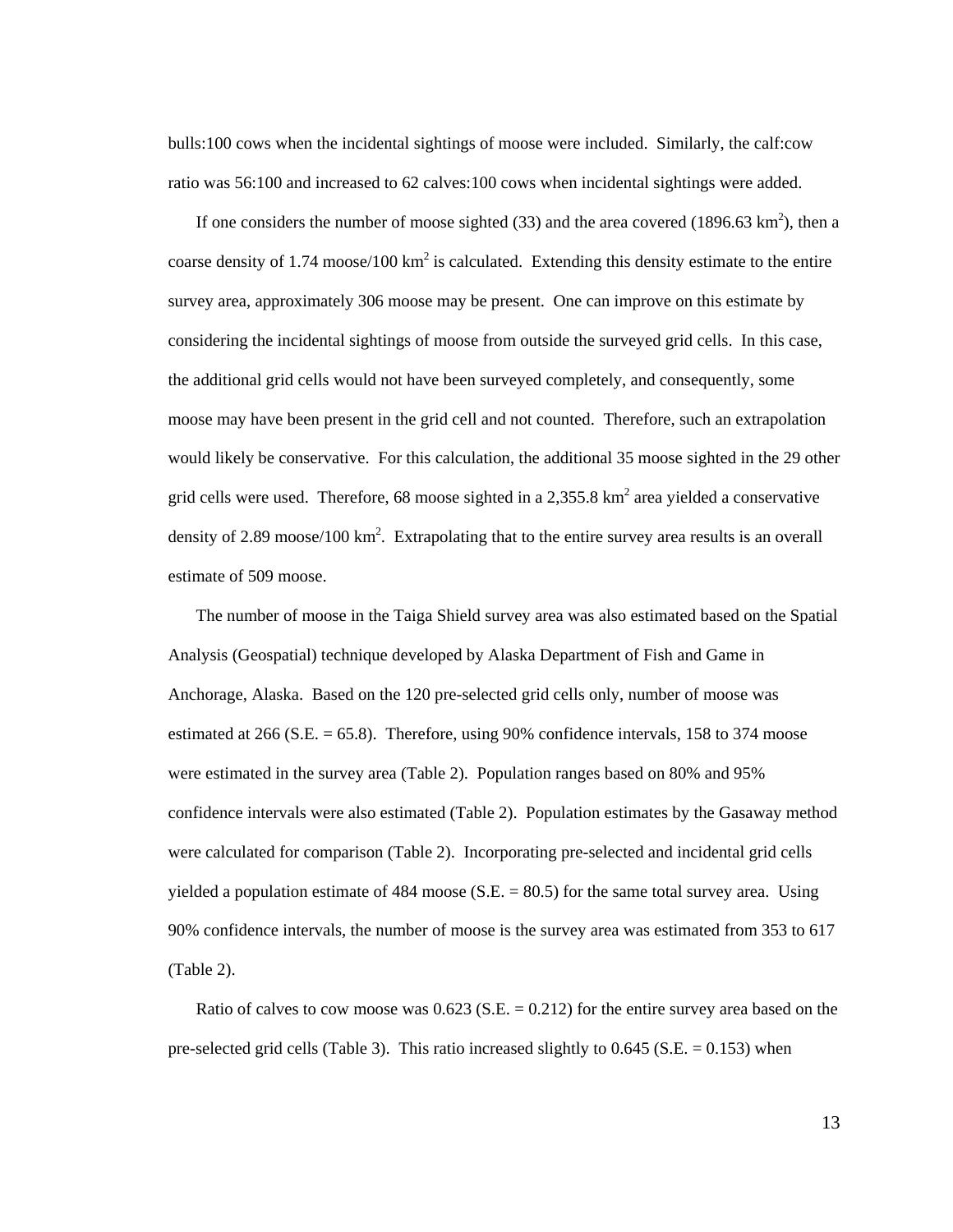bulls:100 cows when the incidental sightings of moose were included. Similarly, the calf:cow ratio was 56:100 and increased to 62 calves:100 cows when incidental sightings were added.

If one considers the number of moose sighted (33) and the area covered (1896.63 $km^2$), then a coarse density of 1.74 moose/100 $km^2$ is calculated. Extending this density estimate to the entire survey area, approximately 306 moose may be present. One can improve on this estimate by considering the incidental sightings of moose from outside the surveyed grid cells. In this case, the additional grid cells would not have been surveyed completely, and consequently, some moose may have been present in the grid cell and not counted. Therefore, such an extrapolation would likely be conservative. For this calculation, the additional 35 moose sighted in the 29 other grid cells were used. Therefore, 68 moose sighted in a 2,355.8 $km^2$ area yielded a conservative density of 2.89 moose/100 $km^2$. Extrapolating that to the entire survey area results is an overall estimate of 509 moose.

The number of moose in the Taiga Shield survey area was also estimated based on the Spatial Analysis (Geospatial) technique developed by Alaska Department of Fish and Game in Anchorage, Alaska. Based on the 120 pre-selected grid cells only, number of moose was estimated at 266 (S.E. = 65.8). Therefore, using 90% confidence intervals, 158 to 374 moose were estimated in the survey area (Table 2). Population ranges based on 80% and 95% confidence intervals were also estimated (Table 2). Population estimates by the Gasaway method were calculated for comparison (Table 2). Incorporating pre-selected and incidental grid cells yielded a population estimate of 484 moose (S.E. = 80.5) for the same total survey area. Using 90% confidence intervals, the number of moose is the survey area was estimated from 353 to 617 (Table 2).

Ratio of calves to cow moose was 0.623 (S.E. = 0.212) for the entire survey area based on the pre-selected grid cells (Table 3). This ratio increased slightly to 0.645 (S.E. = 0.153) when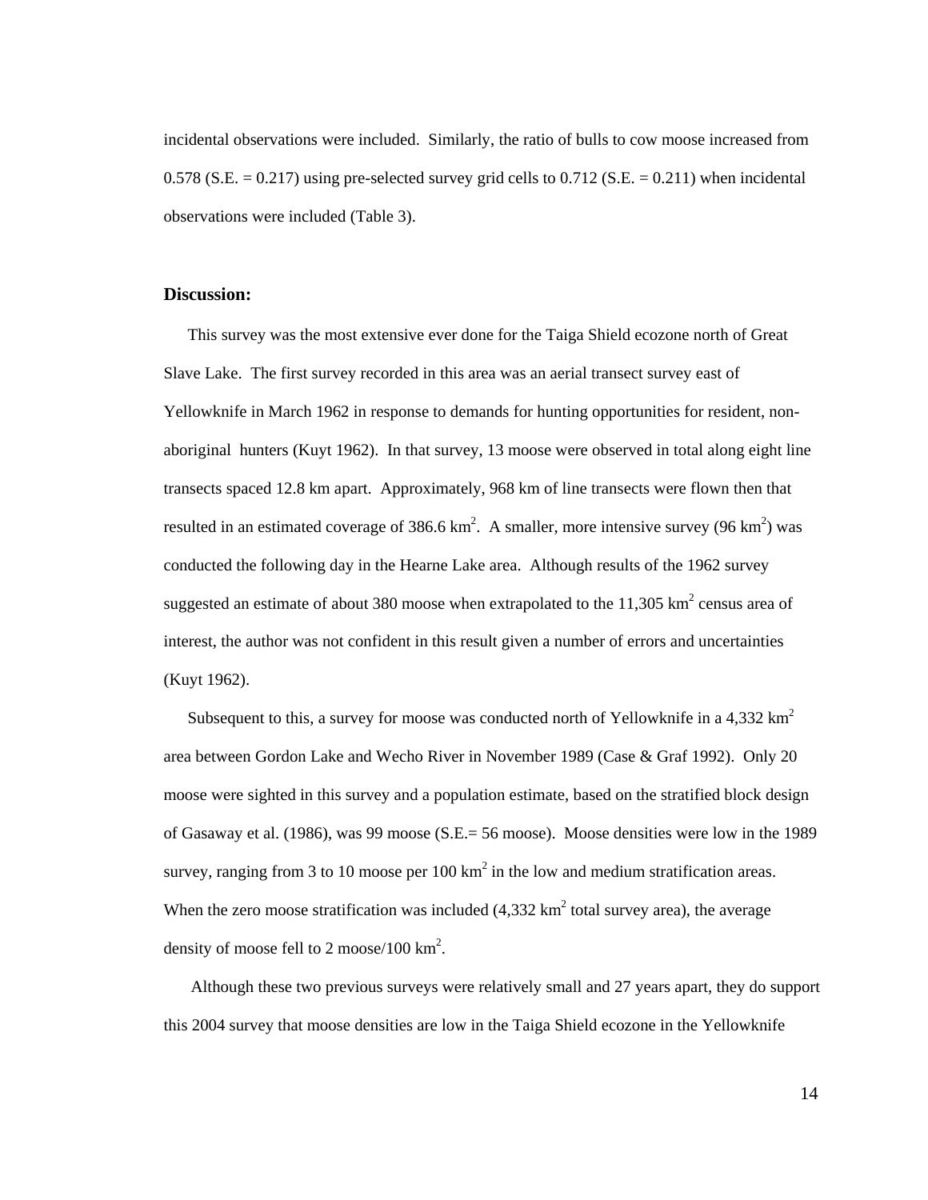incidental observations were included. Similarly, the ratio of bulls to cow moose increased from 0.578 (S.E. = 0.217) using pre-selected survey grid cells to 0.712 (S.E. = 0.211) when incidental observations were included (Table 3).

## Discussion:

This survey was the most extensive ever done for the Taiga Shield ecozone north of Great Slave Lake. The first survey recorded in this area was an aerial transect survey east of Yellowknife in March 1962 in response to demands for hunting opportunities for resident, non-aboriginal hunters (Kuyt 1962). In that survey, 13 moose were observed in total along eight line transects spaced 12.8 km apart. Approximately, 968 km of line transects were flown then that resulted in an estimated coverage of 386.6 km$^2$. A smaller, more intensive survey (96 km$^2$) was conducted the following day in the Hearne Lake area. Although results of the 1962 survey suggested an estimate of about 380 moose when extrapolated to the 11,305 km$^2$ census area of interest, the author was not confident in this result given a number of errors and uncertainties (Kuyt 1962).

Subsequent to this, a survey for moose was conducted north of Yellowknife in a 4,332 km$^2$ area between Gordon Lake and Wecho River in November 1989 (Case & Graf 1992). Only 20 moose were sighted in this survey and a population estimate, based on the stratified block design of Gasaway et al. (1986), was 99 moose (S.E.= 56 moose). Moose densities were low in the 1989 survey, ranging from 3 to 10 moose per 100 km$^2$ in the low and medium stratification areas. When the zero moose stratification was included (4,332 km$^2$ total survey area), the average density of moose fell to 2 moose/100 km$^2$.

Although these two previous surveys were relatively small and 27 years apart, they do support this 2004 survey that moose densities are low in the Taiga Shield ecozone in the Yellowknife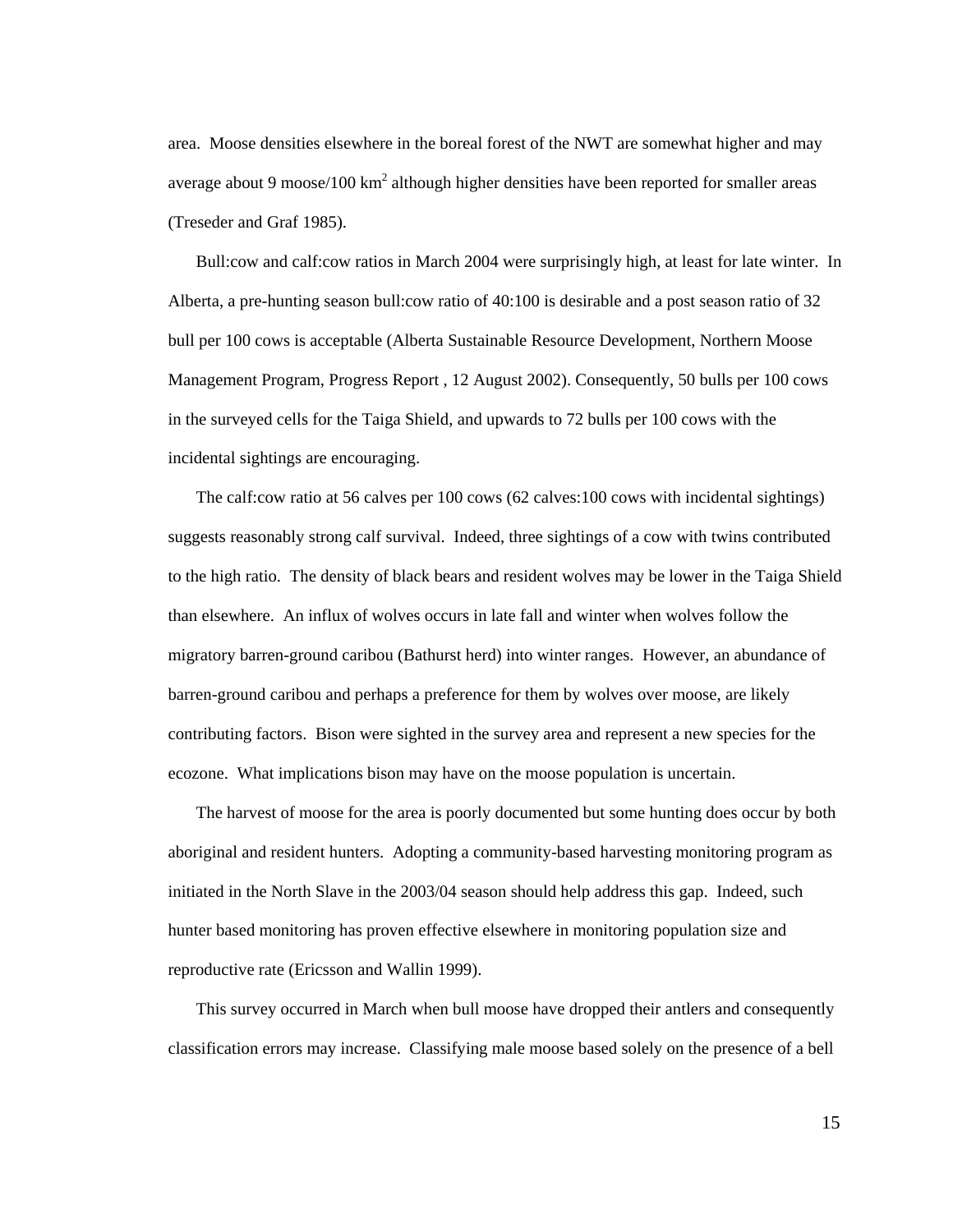area. Moose densities elsewhere in the boreal forest of the NWT are somewhat higher and may average about 9 moose/100 km$^2$ although higher densities have been reported for smaller areas (Treseder and Graf 1985).

Bull:cow and calf:cow ratios in March 2004 were surprisingly high, at least for late winter. In Alberta, a pre-hunting season bull:cow ratio of 40:100 is desirable and a post season ratio of 32 bull per 100 cows is acceptable (Alberta Sustainable Resource Development, Northern Moose Management Program, Progress Report , 12 August 2002). Consequently, 50 bulls per 100 cows in the surveyed cells for the Taiga Shield, and upwards to 72 bulls per 100 cows with the incidental sightings are encouraging.

The calf:cow ratio at 56 calves per 100 cows (62 calves:100 cows with incidental sightings) suggests reasonably strong calf survival. Indeed, three sightings of a cow with twins contributed to the high ratio. The density of black bears and resident wolves may be lower in the Taiga Shield than elsewhere. An influx of wolves occurs in late fall and winter when wolves follow the migratory barren-ground caribou (Bathurst herd) into winter ranges. However, an abundance of barren-ground caribou and perhaps a preference for them by wolves over moose, are likely contributing factors. Bison were sighted in the survey area and represent a new species for the ecozone. What implications bison may have on the moose population is uncertain.

The harvest of moose for the area is poorly documented but some hunting does occur by both aboriginal and resident hunters. Adopting a community-based harvesting monitoring program as initiated in the North Slave in the 2003/04 season should help address this gap. Indeed, such hunter based monitoring has proven effective elsewhere in monitoring population size and reproductive rate (Ericsson and Wallin 1999).

This survey occurred in March when bull moose have dropped their antlers and consequently classification errors may increase. Classifying male moose based solely on the presence of a bell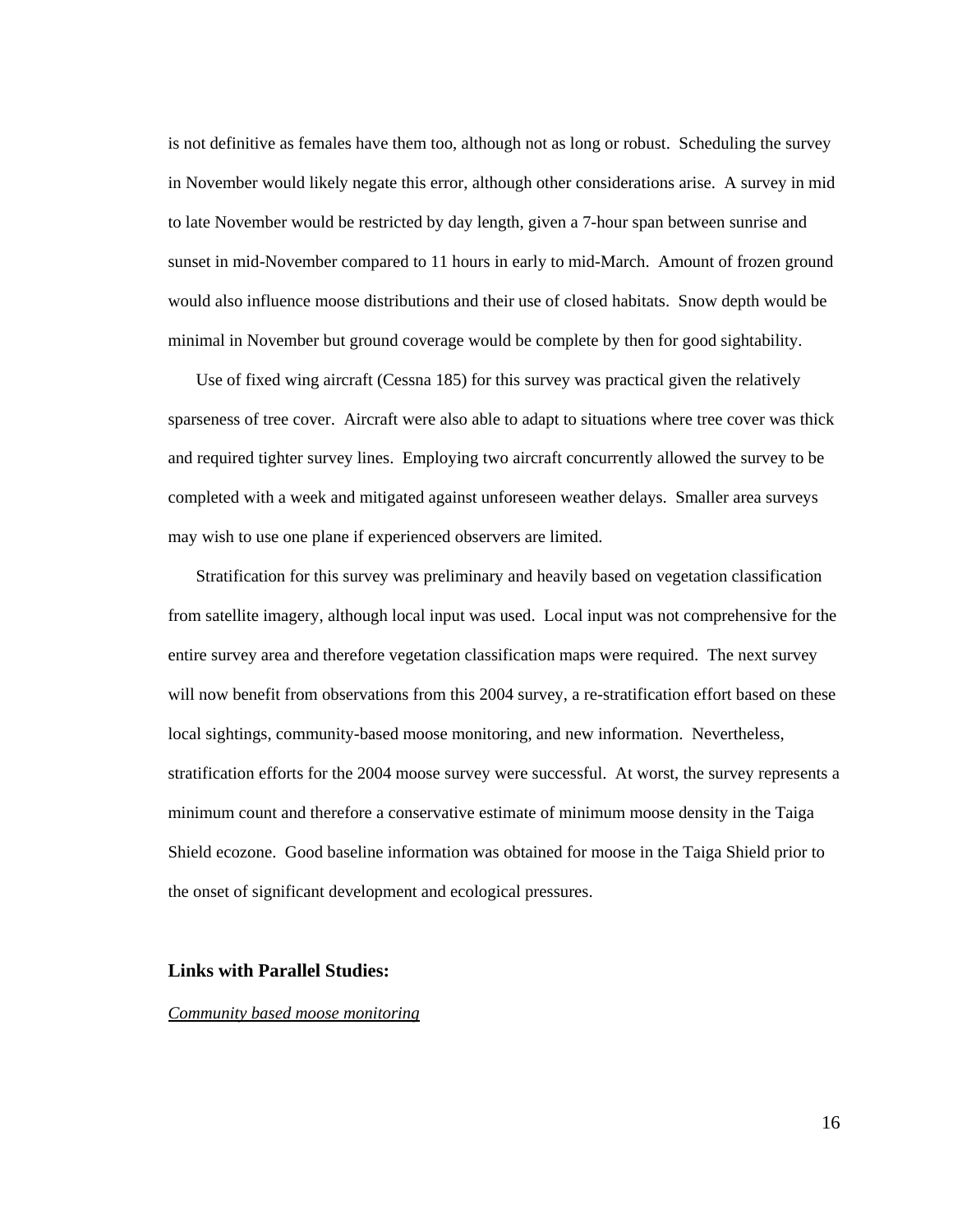is not definitive as females have them too, although not as long or robust. Scheduling the survey in November would likely negate this error, although other considerations arise. A survey in mid to late November would be restricted by day length, given a 7-hour span between sunrise and sunset in mid-November compared to 11 hours in early to mid-March. Amount of frozen ground would also influence moose distributions and their use of closed habitats. Snow depth would be minimal in November but ground coverage would be complete by then for good sightability.

Use of fixed wing aircraft (Cessna 185) for this survey was practical given the relatively sparseness of tree cover. Aircraft were also able to adapt to situations where tree cover was thick and required tighter survey lines. Employing two aircraft concurrently allowed the survey to be completed with a week and mitigated against unforeseen weather delays. Smaller area surveys may wish to use one plane if experienced observers are limited.

Stratification for this survey was preliminary and heavily based on vegetation classification from satellite imagery, although local input was used. Local input was not comprehensive for the entire survey area and therefore vegetation classification maps were required. The next survey will now benefit from observations from this 2004 survey, a re-stratification effort based on these local sightings, community-based moose monitoring, and new information. Nevertheless, stratification efforts for the 2004 moose survey were successful. At worst, the survey represents a minimum count and therefore a conservative estimate of minimum moose density in the Taiga Shield ecozone. Good baseline information was obtained for moose in the Taiga Shield prior to the onset of significant development and ecological pressures.

## Links with Parallel Studies:

*Community based moose monitoring*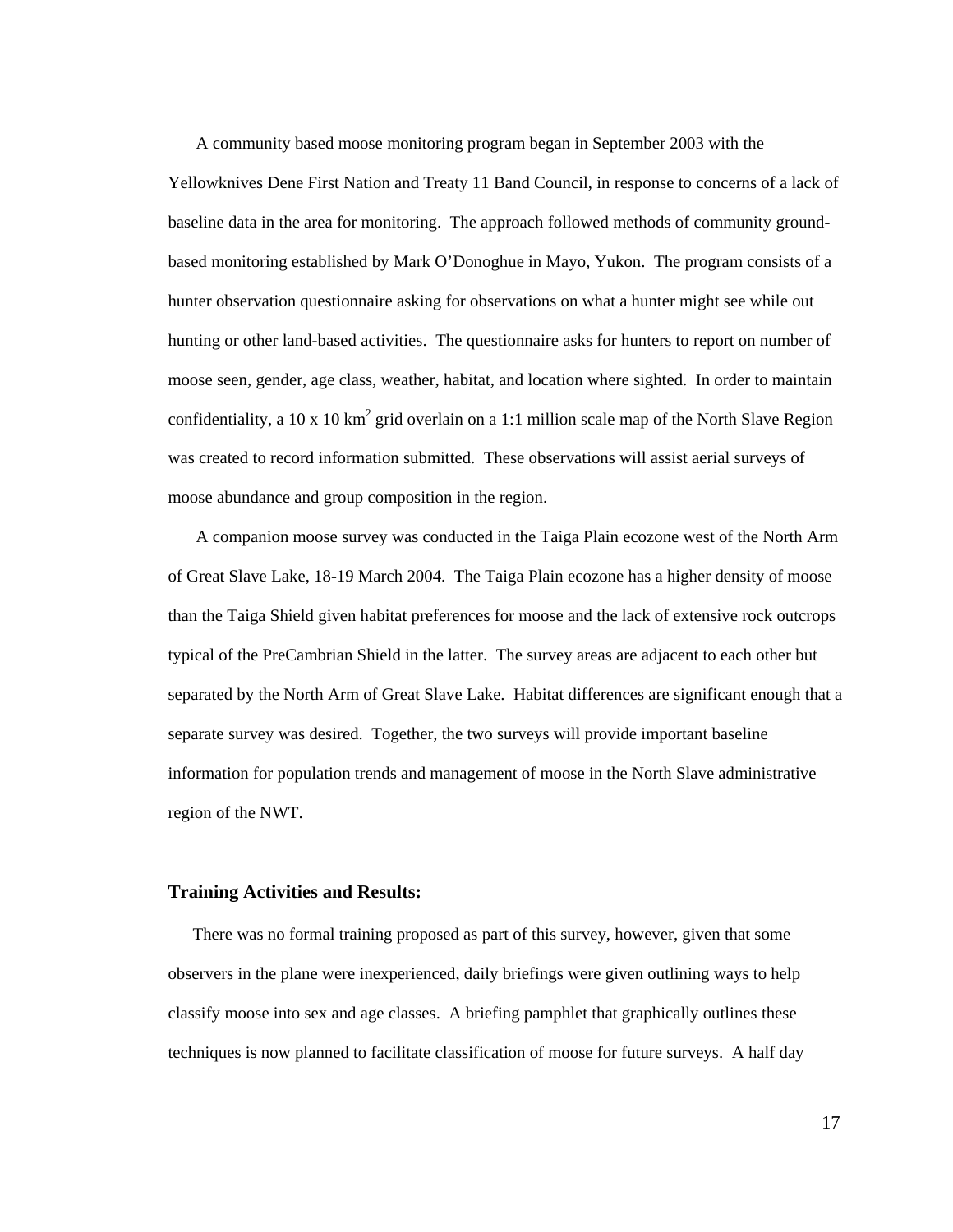A community based moose monitoring program began in September 2003 with the Yellowknives Dene First Nation and Treaty 11 Band Council, in response to concerns of a lack of baseline data in the area for monitoring. The approach followed methods of community ground-based monitoring established by Mark O'Donoghue in Mayo, Yukon. The program consists of a hunter observation questionnaire asking for observations on what a hunter might see while out hunting or other land-based activities. The questionnaire asks for hunters to report on number of moose seen, gender, age class, weather, habitat, and location where sighted. In order to maintain confidentiality, a 10 x 10 $km^2$ grid overlain on a 1:1 million scale map of the North Slave Region was created to record information submitted. These observations will assist aerial surveys of moose abundance and group composition in the region.

A companion moose survey was conducted in the Taiga Plain ecozone west of the North Arm of Great Slave Lake, 18-19 March 2004. The Taiga Plain ecozone has a higher density of moose than the Taiga Shield given habitat preferences for moose and the lack of extensive rock outcrops typical of the PreCambrian Shield in the latter. The survey areas are adjacent to each other but separated by the North Arm of Great Slave Lake. Habitat differences are significant enough that a separate survey was desired. Together, the two surveys will provide important baseline information for population trends and management of moose in the North Slave administrative region of the NWT.

## Training Activities and Results:

There was no formal training proposed as part of this survey, however, given that some observers in the plane were inexperienced, daily briefings were given outlining ways to help classify moose into sex and age classes. A briefing pamphlet that graphically outlines these techniques is now planned to facilitate classification of moose for future surveys. A half day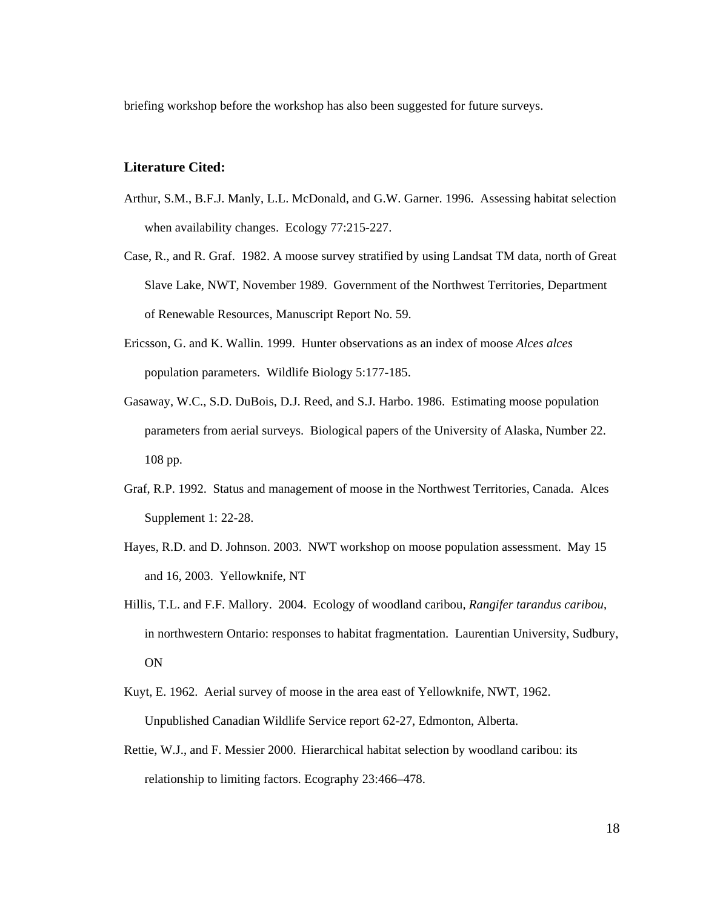briefing workshop before the workshop has also been suggested for future surveys.

## Literature Cited:

Arthur, S.M., B.F.J. Manly, L.L. McDonald, and G.W. Garner. 1996. Assessing habitat selection when availability changes. Ecology 77:215-227.

Case, R., and R. Graf. 1982. A moose survey stratified by using Landsat TM data, north of Great Slave Lake, NWT, November 1989. Government of the Northwest Territories, Department of Renewable Resources, Manuscript Report No. 59.

Ericsson, G. and K. Wallin. 1999. Hunter observations as an index of moose *Alces alces* population parameters. Wildlife Biology 5:177-185.

Gasaway, W.C., S.D. DuBois, D.J. Reed, and S.J. Harbo. 1986. Estimating moose population parameters from aerial surveys. Biological papers of the University of Alaska, Number 22. 108 pp.

Graf, R.P. 1992. Status and management of moose in the Northwest Territories, Canada. Alces Supplement 1: 22-28.

Hayes, R.D. and D. Johnson. 2003. NWT workshop on moose population assessment. May 15 and 16, 2003. Yellowknife, NT

Hillis, T.L. and F.F. Mallory. 2004. Ecology of woodland caribou, *Rangifer tarandus caribou*, in northwestern Ontario: responses to habitat fragmentation. Laurentian University, Sudbury, ON

Kuyt, E. 1962. Aerial survey of moose in the area east of Yellowknife, NWT, 1962. Unpublished Canadian Wildlife Service report 62-27, Edmonton, Alberta.

Rettie, W.J., and F. Messier 2000. Hierarchical habitat selection by woodland caribou: its relationship to limiting factors. Ecography 23:466–478.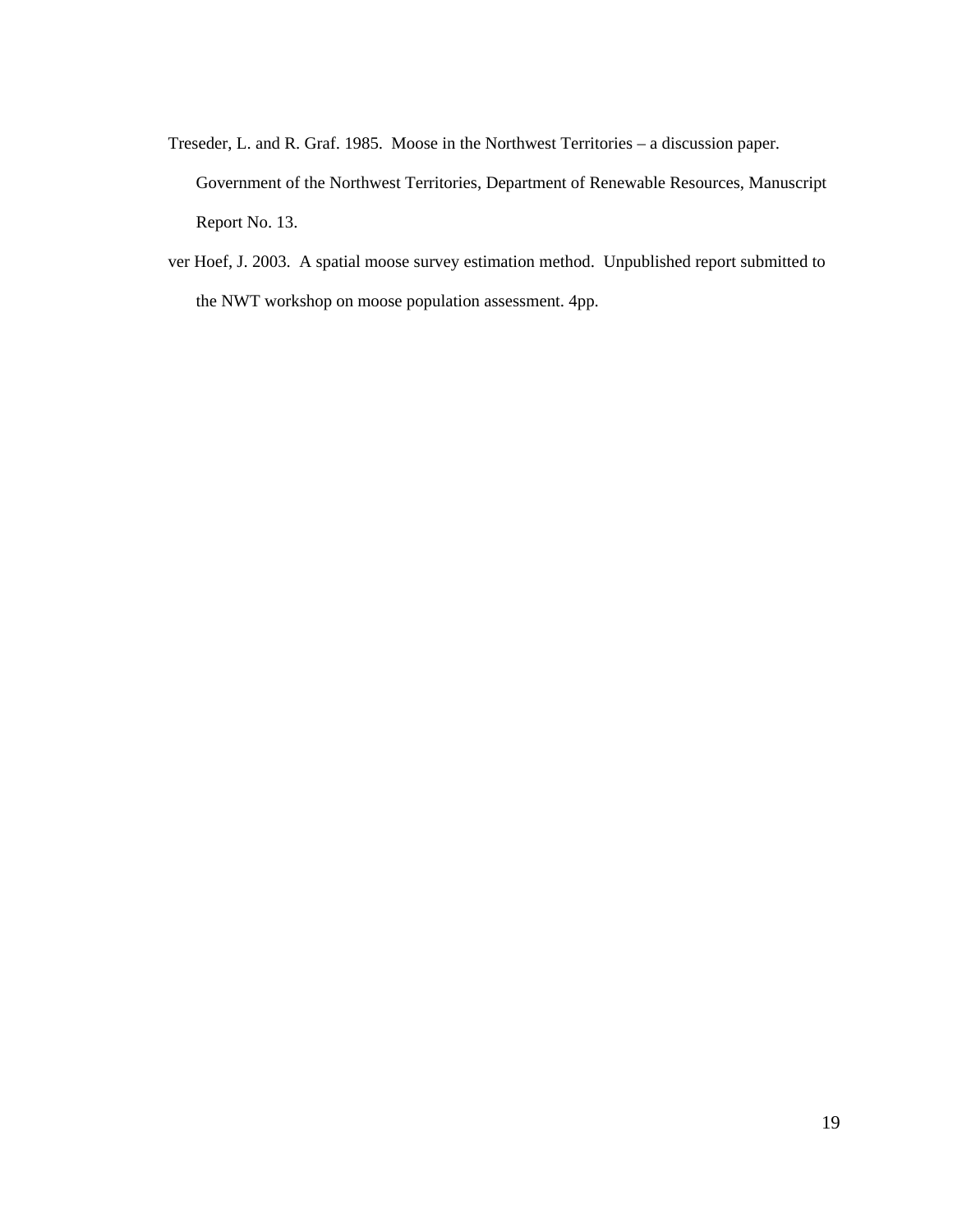Treseder, L. and R. Graf. 1985. Moose in the Northwest Territories – a discussion paper. Government of the Northwest Territories, Department of Renewable Resources, Manuscript Report No. 13.

ver Hoef, J. 2003. A spatial moose survey estimation method. Unpublished report submitted to the NWT workshop on moose population assessment. 4pp.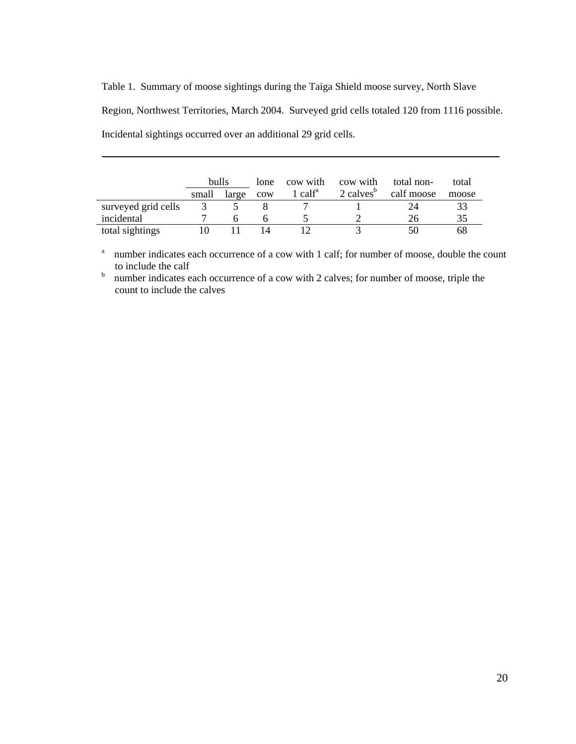Table 1. Summary of moose sightings during the Taiga Shield moose survey, North Slave Region, Northwest Territories, March 2004. Surveyed grid cells totaled 120 from 1116 possible. Incidental sightings occurred over an additional 29 grid cells.

| | bulls | | lone | cow with | cow with | total non- | total |
|---|---|---|---|---|---|---|---|
| | small | large | cow | 1 calf[a] | 2 calves[b] | calf moose | moose |
| surveyed grid cells | 3 | 5 | 8 | 7 | 1 | 24 | 33 |
| incidental | 7 | 6 | 6 | 5 | 2 | 26 | 35 |
| total sightings | 10 | 11 | 14 | 12 | 3 | 50 | 68 |

[a] number indicates each occurrence of a cow with 1 calf; for number of moose, double the count to include the calf

[b] number indicates each occurrence of a cow with 2 calves; for number of moose, triple the count to include the calves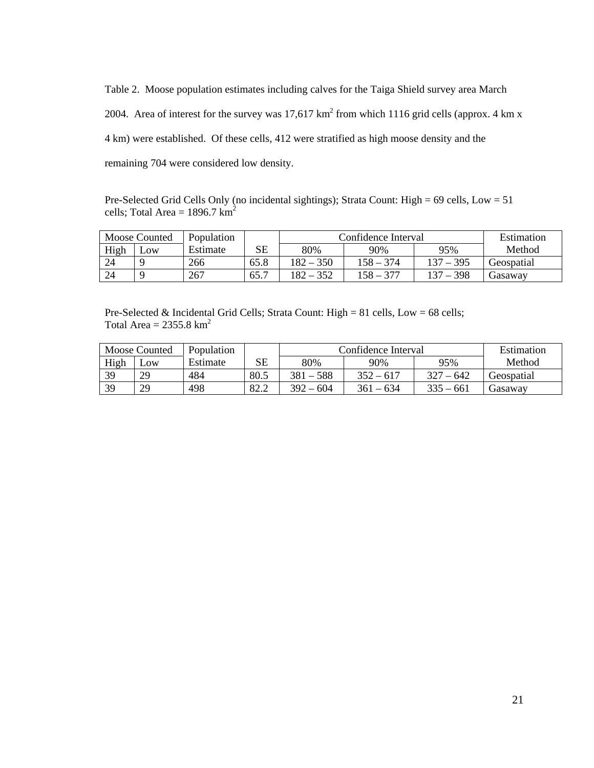Table 2. Moose population estimates including calves for the Taiga Shield survey area March 2004. Area of interest for the survey was 17,617 $km^2$ from which 1116 grid cells (approx. 4 km x 4 km) were established. Of these cells, 412 were stratified as high moose density and the remaining 704 were considered low density.

Pre-Selected Grid Cells Only (no incidental sightings); Strata Count: High = 69 cells, Low = 51 cells; Total Area = 1896.7 $km^2$

| Moose Counted | | Population | | Confidence Interval | | | Estimation |
|---|---|---|---|---|---|---|---|
| High | Low | Estimate | SE | 80% | 90% | 95% | Method |
| 24 | 9 | 266 | 65.8 | 182 – 350 | 158 – 374 | 137 – 395 | Geospatial |
| 24 | 9 | 267 | 65.7 | 182 – 352 | 158 – 377 | 137 – 398 | Gasaway |

Pre-Selected & Incidental Grid Cells; Strata Count: High = 81 cells, Low = 68 cells; Total Area = 2355.8 $km^2$

| Moose Counted | | Population | | Confidence Interval | | | Estimation |
|---|---|---|---|---|---|---|---|
| High | Low | Estimate | SE | 80% | 90% | 95% | Method |
| 39 | 29 | 484 | 80.5 | 381 – 588 | 352 – 617 | 327 – 642 | Geospatial |
| 39 | 29 | 498 | 82.2 | 392 – 604 | 361 – 634 | 335 – 661 | Gasaway |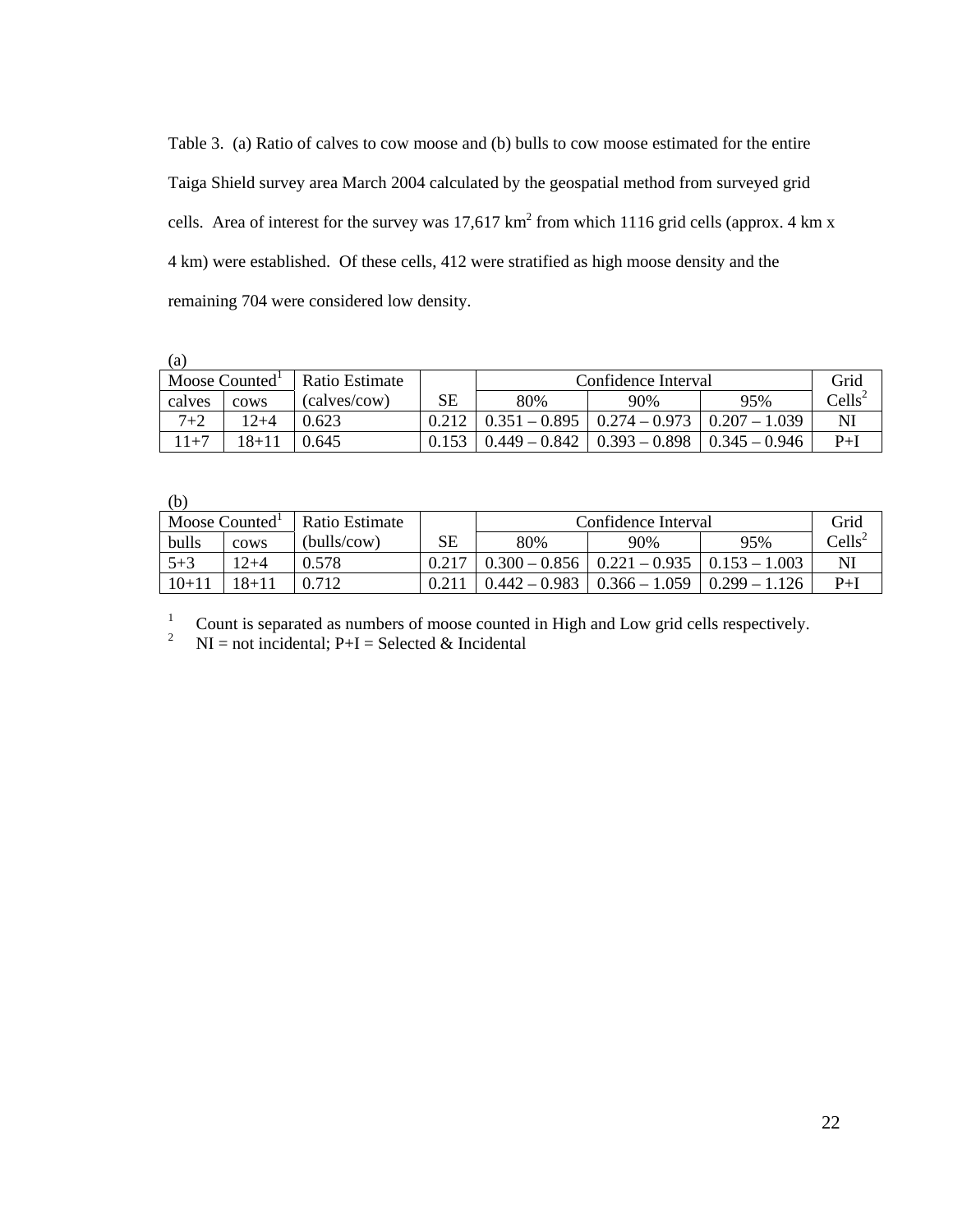Table 3. (a) Ratio of calves to cow moose and (b) bulls to cow moose estimated for the entire Taiga Shield survey area March 2004 calculated by the geospatial method from surveyed grid cells. Area of interest for the survey was 17,617 km$^2$ from which 1116 grid cells (approx. 4 km x 4 km) were established. Of these cells, 412 were stratified as high moose density and the remaining 704 were considered low density.

(a)

| Moose Counted[1] | | Ratio Estimate | | Confidence Interval | | | Grid |
|---|---|---|---|---|---|---|---|
| calves | cows | (calves/cow) | SE | 80% | 90% | 95% | Cells[2] |
| 7+2 | 12+4 | 0.623 | 0.212 | 0.351 – 0.895 | 0.274 – 0.973 | 0.207 – 1.039 | NI |
| 11+7 | 18+11 | 0.645 | 0.153 | 0.449 – 0.842 | 0.393 – 0.898 | 0.345 – 0.946 | P+I |

(b)

| Moose Counted[1] | | Ratio Estimate | | Confidence Interval | | | Grid |
|---|---|---|---|---|---|---|---|
| bulls | cows | (bulls/cow) | SE | 80% | 90% | 95% | Cells[2] |
| 5+3 | 12+4 | 0.578 | 0.217 | 0.300 – 0.856 | 0.221 – 0.935 | 0.153 – 1.003 | NI |
| 10+11 | 18+11 | 0.712 | 0.211 | 0.442 – 0.983 | 0.366 – 1.059 | 0.299 – 1.126 | P+I |

[1] Count is separated as numbers of moose counted in High and Low grid cells respectively.

[2] NI = not incidental; P+I = Selected & Incidental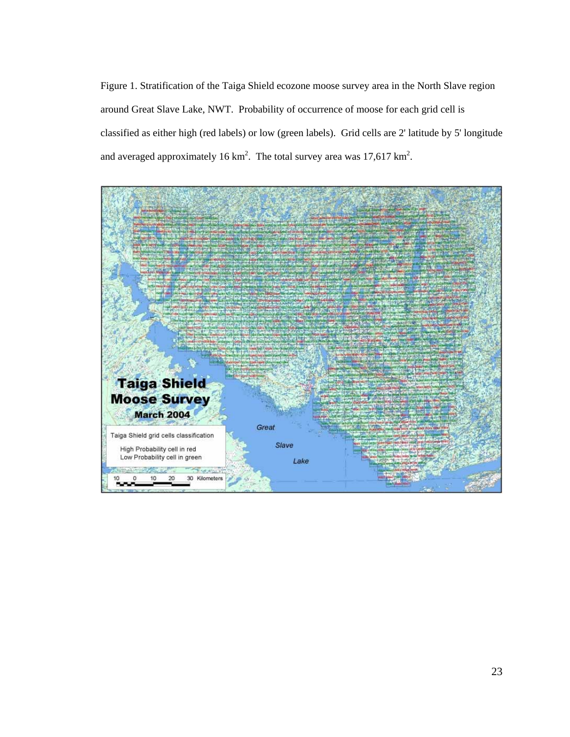Figure 1. Stratification of the Taiga Shield ecozone moose survey area in the North Slave region around Great Slave Lake, NWT. Probability of occurrence of moose for each grid cell is classified as either high (red labels) or low (green labels). Grid cells are 2' latitude by 5' longitude and averaged approximately 16 km$^2$. The total survey area was 17,617 km$^2$.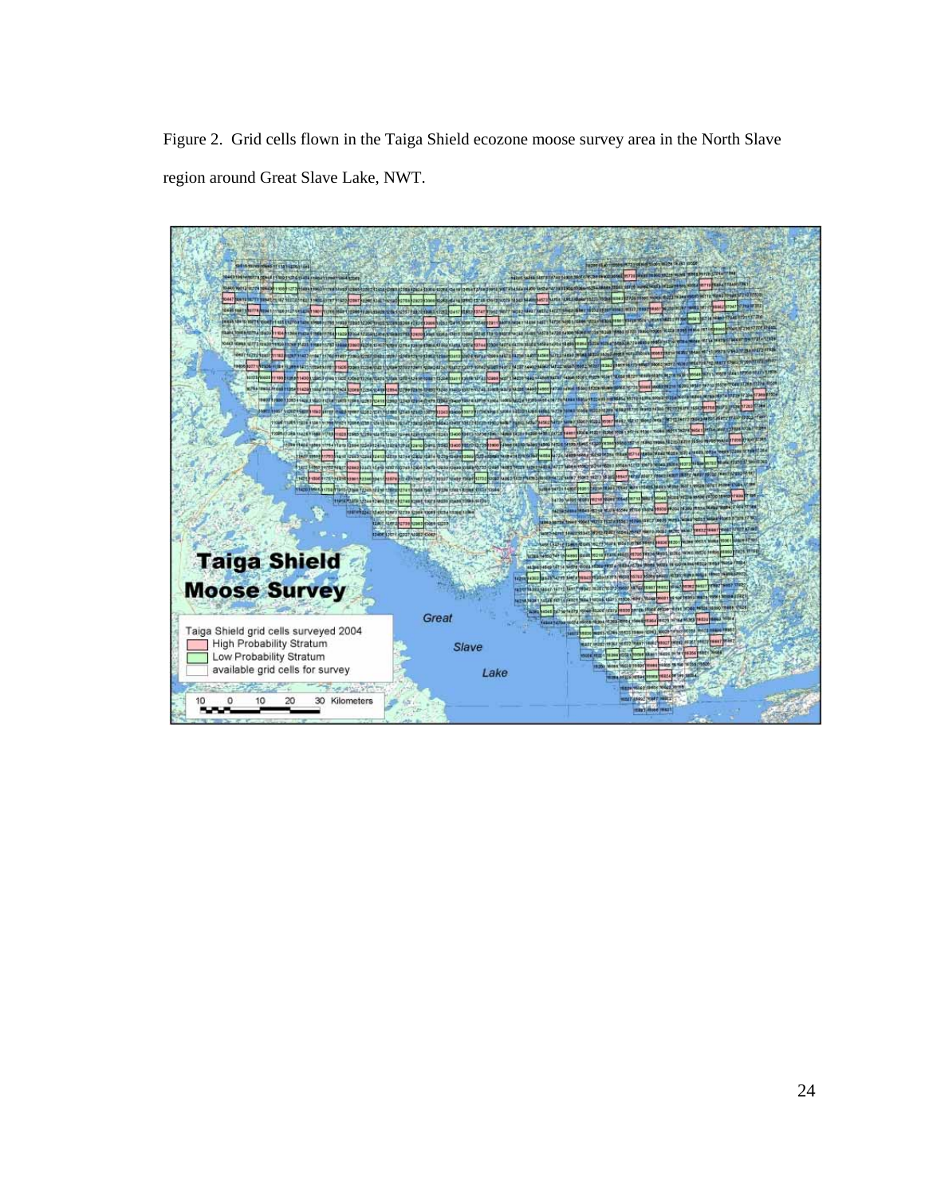Figure 2. Grid cells flown in the Taiga Shield ecozone moose survey area in the North Slave region around Great Slave Lake, NWT.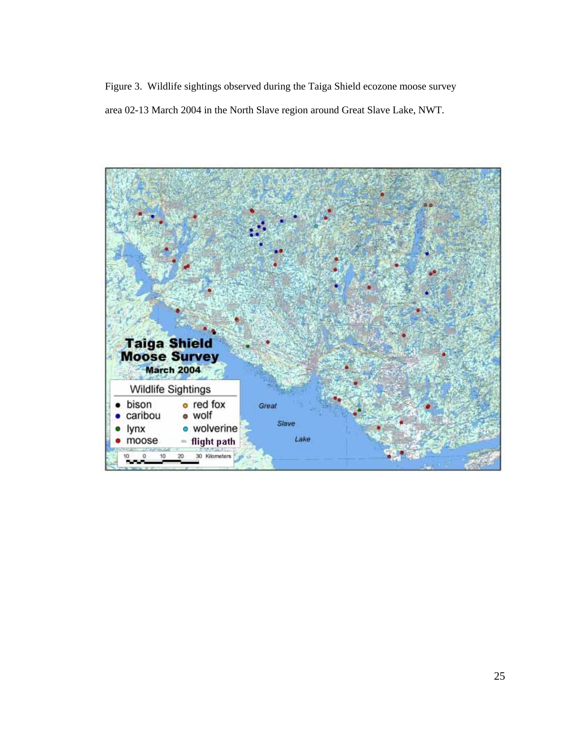Figure 3. Wildlife sightings observed during the Taiga Shield ecozone moose survey area 02-13 March 2004 in the North Slave region around Great Slave Lake, NWT.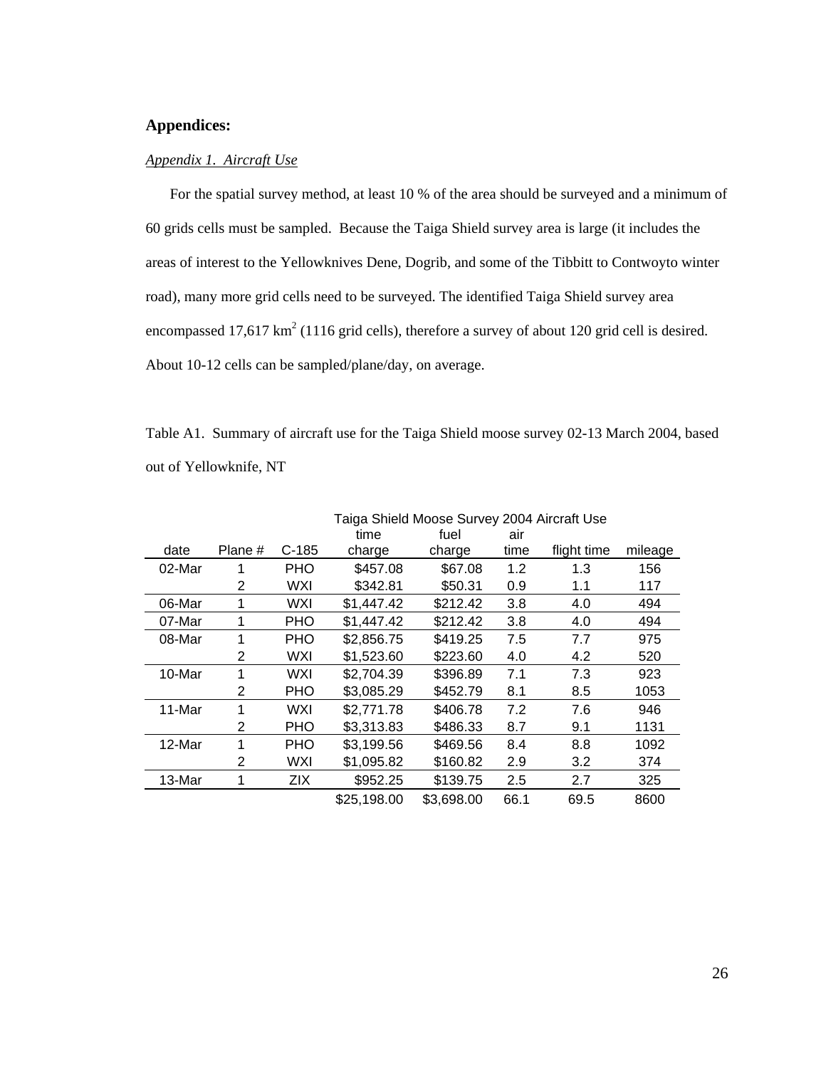## Appendices:

### *Appendix 1. Aircraft Use*

For the spatial survey method, at least 10 % of the area should be surveyed and a minimum of 60 grids cells must be sampled. Because the Taiga Shield survey area is large (it includes the areas of interest to the Yellowknives Dene, Dogrib, and some of the Tibbitt to Contwoyto winter road), many more grid cells need to be surveyed. The identified Taiga Shield survey area encompassed 17,617 km$^2$ (1116 grid cells), therefore a survey of about 120 grid cell is desired. About 10-12 cells can be sampled/plane/day, on average.

Table A1. Summary of aircraft use for the Taiga Shield moose survey 02-13 March 2004, based out of Yellowknife, NT

| | | | Taiga Shield Moose Survey 2004 Aircraft Use | | | | |
|---|---|---|---|---|---|---|---|
| date | Plane # | C-185 | time charge | fuel charge | air time | flight time | mileage |
| 02-Mar | 1 | PHO | $457.08 | $67.08 | 1.2 | 1.3 | 156 |
| | 2 | WXI | $342.81 | $50.31 | 0.9 | 1.1 | 117 |
| 06-Mar | 1 | WXI | $1,447.42 | $212.42 | 3.8 | 4.0 | 494 |
| 07-Mar | 1 | PHO | $1,447.42 | $212.42 | 3.8 | 4.0 | 494 |
| 08-Mar | 1 | PHO | $2,856.75 | $419.25 | 7.5 | 7.7 | 975 |
| | 2 | WXI | $1,523.60 | $223.60 | 4.0 | 4.2 | 520 |
| 10-Mar | 1 | WXI | $2,704.39 | $396.89 | 7.1 | 7.3 | 923 |
| | 2 | PHO | $3,085.29 | $452.79 | 8.1 | 8.5 | 1053 |
| 11-Mar | 1 | WXI | $2,771.78 | $406.78 | 7.2 | 7.6 | 946 |
| | 2 | PHO | $3,313.83 | $486.33 | 8.7 | 9.1 | 1131 |
| 12-Mar | 1 | PHO | $3,199.56 | $469.56 | 8.4 | 8.8 | 1092 |
| | 2 | WXI | $1,095.82 | $160.82 | 2.9 | 3.2 | 374 |
| 13-Mar | 1 | ZIX | $952.25 | $139.75 | 2.5 | 2.7 | 325 |
| | | | $25,198.00 | $3,698.00 | 66.1 | 69.5 | 8600 |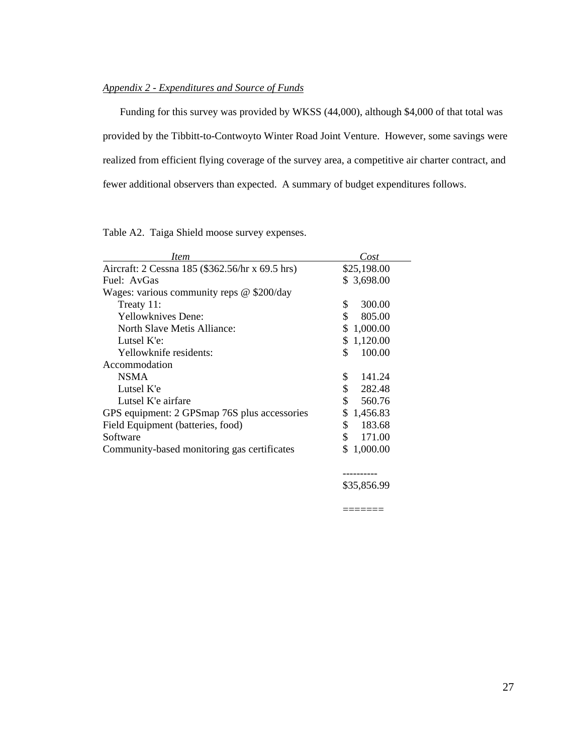*Appendix 2 - Expenditures and Source of Funds*

Funding for this survey was provided by WKSS (44,000), although $4,000 of that total was provided by the Tibbitt-to-Contwoyto Winter Road Joint Venture. However, some savings were realized from efficient flying coverage of the survey area, a competitive air charter contract, and fewer additional observers than expected. A summary of budget expenditures follows.

Table A2. Taiga Shield moose survey expenses.

| *Item* | *Cost* |
|---|---|
| Aircraft: 2 Cessna 185 ($362.56/hr x 69.5 hrs) | $25,198.00 |
| Fuel: AvGas | $ 3,698.00 |
| Wages: various community reps @ $200/day | |
| Treaty 11: | $ 300.00 |
| Yellowknives Dene: | $ 805.00 |
| North Slave Metis Alliance: | $ 1,000.00 |
| Lutsel K'e: | $ 1,120.00 |
| Yellowknife residents: | $ 100.00 |
| Accommodation | |
| NSMA | $ 141.24 |
| Lutsel K'e | $ 282.48 |
| Lutsel K'e airfare | $ 560.76 |
| GPS equipment: 2 GPSmap 76S plus accessories | $ 1,456.83 |
| Field Equipment (batteries, food) | $ 183.68 |
| Software | $ 171.00 |
| Community-based monitoring gas certificates | $ 1,000.00 |
| | $35,856.99 |